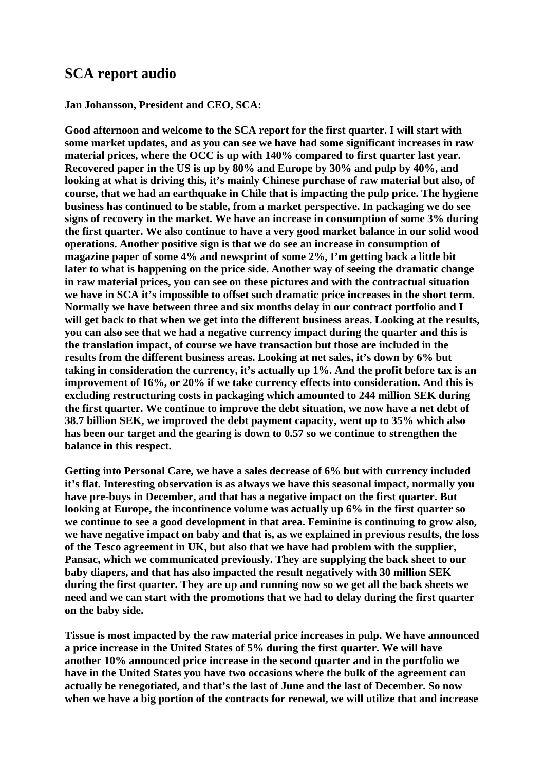# SCA report audio

**Jan Johansson, President and CEO, SCA:**

**Good afternoon and welcome to the SCA report for the first quarter. I will start with some market updates, and as you can see we have had some significant increases in raw material prices, where the OCC is up with 140% compared to first quarter last year. Recovered paper in the US is up by 80% and Europe by 30% and pulp by 40%, and looking at what is driving this, it's mainly Chinese purchase of raw material but also, of course, that we had an earthquake in Chile that is impacting the pulp price. The hygiene business has continued to be stable, from a market perspective. In packaging we do see signs of recovery in the market. We have an increase in consumption of some 3% during the first quarter. We also continue to have a very good market balance in our solid wood operations. Another positive sign is that we do see an increase in consumption of magazine paper of some 4% and newsprint of some 2%, I'm getting back a little bit later to what is happening on the price side. Another way of seeing the dramatic change in raw material prices, you can see on these pictures and with the contractual situation we have in SCA it's impossible to offset such dramatic price increases in the short term. Normally we have between three and six months delay in our contract portfolio and I will get back to that when we get into the different business areas. Looking at the results, you can also see that we had a negative currency impact during the quarter and this is the translation impact, of course we have transaction but those are included in the results from the different business areas. Looking at net sales, it's down by 6% but taking in consideration the currency, it's actually up 1%. And the profit before tax is an improvement of 16%, or 20% if we take currency effects into consideration. And this is excluding restructuring costs in packaging which amounted to 244 million SEK during the first quarter. We continue to improve the debt situation, we now have a net debt of 38.7 billion SEK, we improved the debt payment capacity, went up to 35% which also has been our target and the gearing is down to 0.57 so we continue to strengthen the balance in this respect.**

**Getting into Personal Care, we have a sales decrease of 6% but with currency included it's flat. Interesting observation is as always we have this seasonal impact, normally you have pre-buys in December, and that has a negative impact on the first quarter. But looking at Europe, the incontinence volume was actually up 6% in the first quarter so we continue to see a good development in that area. Feminine is continuing to grow also, we have negative impact on baby and that is, as we explained in previous results, the loss of the Tesco agreement in UK, but also that we have had problem with the supplier, Pansac, which we communicated previously. They are supplying the back sheet to our baby diapers, and that has also impacted the result negatively with 30 million SEK during the first quarter. They are up and running now so we get all the back sheets we need and we can start with the promotions that we had to delay during the first quarter on the baby side.**

**Tissue is most impacted by the raw material price increases in pulp. We have announced a price increase in the United States of 5% during the first quarter. We will have another 10% announced price increase in the second quarter and in the portfolio we have in the United States you have two occasions where the bulk of the agreement can actually be renegotiated, and that's the last of June and the last of December. So now when we have a big portion of the contracts for renewal, we will utilize that and increase**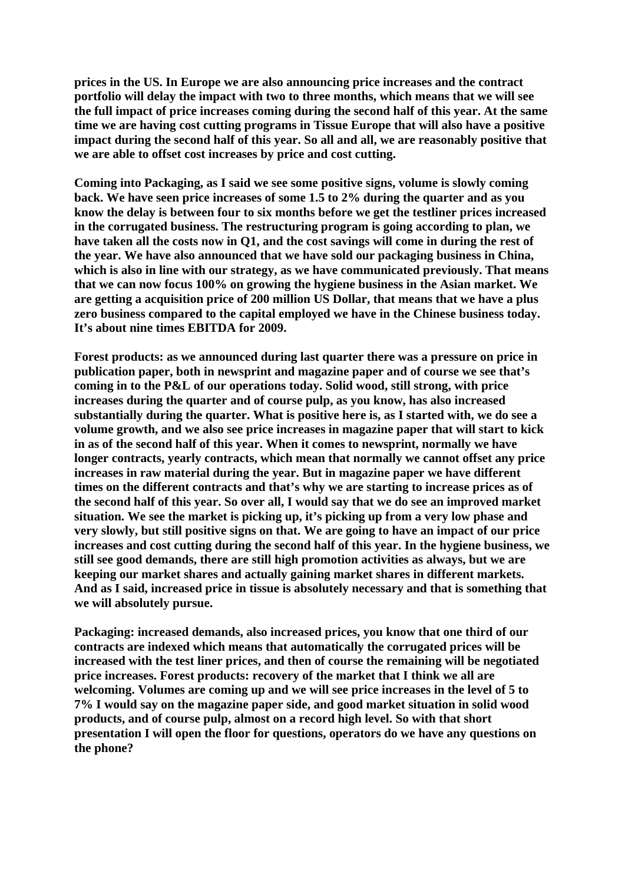**prices in the US. In Europe we are also announcing price increases and the contract portfolio will delay the impact with two to three months, which means that we will see the full impact of price increases coming during the second half of this year. At the same time we are having cost cutting programs in Tissue Europe that will also have a positive impact during the second half of this year. So all and all, we are reasonably positive that we are able to offset cost increases by price and cost cutting.**

**Coming into Packaging, as I said we see some positive signs, volume is slowly coming back. We have seen price increases of some 1.5 to 2% during the quarter and as you know the delay is between four to six months before we get the testliner prices increased in the corrugated business. The restructuring program is going according to plan, we have taken all the costs now in Q1, and the cost savings will come in during the rest of the year. We have also announced that we have sold our packaging business in China, which is also in line with our strategy, as we have communicated previously. That means that we can now focus 100% on growing the hygiene business in the Asian market. We are getting a acquisition price of 200 million US Dollar, that means that we have a plus zero business compared to the capital employed we have in the Chinese business today. It's about nine times EBITDA for 2009.**

**Forest products: as we announced during last quarter there was a pressure on price in publication paper, both in newsprint and magazine paper and of course we see that's coming in to the P&L of our operations today. Solid wood, still strong, with price increases during the quarter and of course pulp, as you know, has also increased substantially during the quarter. What is positive here is, as I started with, we do see a volume growth, and we also see price increases in magazine paper that will start to kick in as of the second half of this year. When it comes to newsprint, normally we have longer contracts, yearly contracts, which mean that normally we cannot offset any price increases in raw material during the year. But in magazine paper we have different times on the different contracts and that's why we are starting to increase prices as of the second half of this year. So over all, I would say that we do see an improved market situation. We see the market is picking up, it's picking up from a very low phase and very slowly, but still positive signs on that. We are going to have an impact of our price increases and cost cutting during the second half of this year. In the hygiene business, we still see good demands, there are still high promotion activities as always, but we are keeping our market shares and actually gaining market shares in different markets. And as I said, increased price in tissue is absolutely necessary and that is something that we will absolutely pursue.**

**Packaging: increased demands, also increased prices, you know that one third of our contracts are indexed which means that automatically the corrugated prices will be increased with the test liner prices, and then of course the remaining will be negotiated price increases. Forest products: recovery of the market that I think we all are welcoming. Volumes are coming up and we will see price increases in the level of 5 to 7% I would say on the magazine paper side, and good market situation in solid wood products, and of course pulp, almost on a record high level. So with that short presentation I will open the floor for questions, operators do we have any questions on the phone?**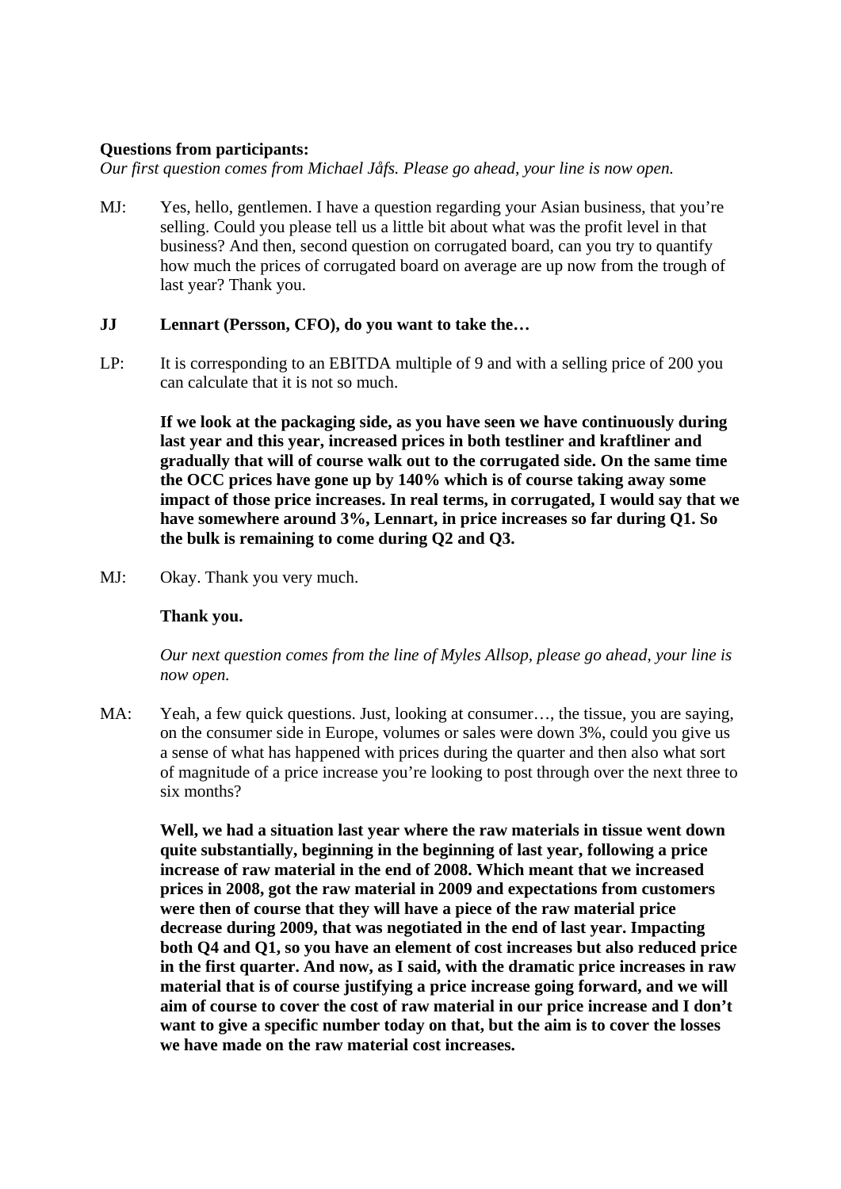**Questions from participants:**

*Our first question comes from Michael Jåfs. Please go ahead, your line is now open.*

MJ: Yes, hello, gentlemen. I have a question regarding your Asian business, that you're selling. Could you please tell us a little bit about what was the profit level in that business? And then, second question on corrugated board, can you try to quantify how much the prices of corrugated board on average are up now from the trough of last year? Thank you.

**JJ Lennart (Persson, CFO), do you want to take the…**

LP: It is corresponding to an EBITDA multiple of 9 and with a selling price of 200 you can calculate that it is not so much.

**If we look at the packaging side, as you have seen we have continuously during last year and this year, increased prices in both testliner and kraftliner and gradually that will of course walk out to the corrugated side. On the same time the OCC prices have gone up by 140% which is of course taking away some impact of those price increases. In real terms, in corrugated, I would say that we have somewhere around 3%, Lennart, in price increases so far during Q1. So the bulk is remaining to come during Q2 and Q3.**

MJ: Okay. Thank you very much.

**Thank you.**

*Our next question comes from the line of Myles Allsop, please go ahead, your line is now open.*

MA: Yeah, a few quick questions. Just, looking at consumer…, the tissue, you are saying, on the consumer side in Europe, volumes or sales were down 3%, could you give us a sense of what has happened with prices during the quarter and then also what sort of magnitude of a price increase you're looking to post through over the next three to six months?

**Well, we had a situation last year where the raw materials in tissue went down quite substantially, beginning in the beginning of last year, following a price increase of raw material in the end of 2008. Which meant that we increased prices in 2008, got the raw material in 2009 and expectations from customers were then of course that they will have a piece of the raw material price decrease during 2009, that was negotiated in the end of last year. Impacting both Q4 and Q1, so you have an element of cost increases but also reduced price in the first quarter. And now, as I said, with the dramatic price increases in raw material that is of course justifying a price increase going forward, and we will aim of course to cover the cost of raw material in our price increase and I don't want to give a specific number today on that, but the aim is to cover the losses we have made on the raw material cost increases.**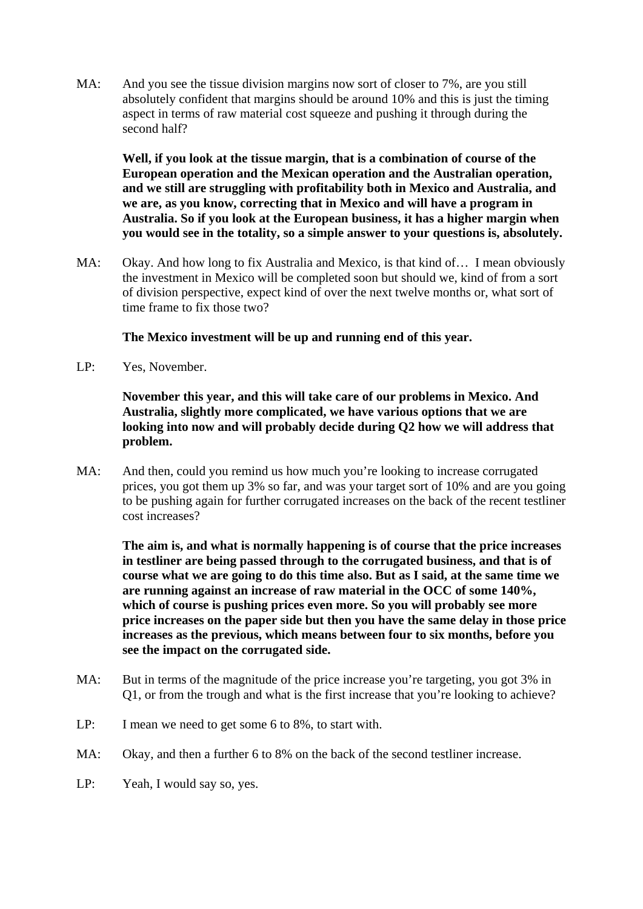MA: And you see the tissue division margins now sort of closer to 7%, are you still absolutely confident that margins should be around 10% and this is just the timing aspect in terms of raw material cost squeeze and pushing it through during the second half?

**Well, if you look at the tissue margin, that is a combination of course of the European operation and the Mexican operation and the Australian operation, and we still are struggling with profitability both in Mexico and Australia, and we are, as you know, correcting that in Mexico and will have a program in Australia. So if you look at the European business, it has a higher margin when you would see in the totality, so a simple answer to your questions is, absolutely.**

MA: Okay. And how long to fix Australia and Mexico, is that kind of… I mean obviously the investment in Mexico will be completed soon but should we, kind of from a sort of division perspective, expect kind of over the next twelve months or, what sort of time frame to fix those two?

**The Mexico investment will be up and running end of this year.**

LP: Yes, November.

**November this year, and this will take care of our problems in Mexico. And Australia, slightly more complicated, we have various options that we are looking into now and will probably decide during Q2 how we will address that problem.**

MA: And then, could you remind us how much you're looking to increase corrugated prices, you got them up 3% so far, and was your target sort of 10% and are you going to be pushing again for further corrugated increases on the back of the recent testliner cost increases?

**The aim is, and what is normally happening is of course that the price increases in testliner are being passed through to the corrugated business, and that is of course what we are going to do this time also. But as I said, at the same time we are running against an increase of raw material in the OCC of some 140%, which of course is pushing prices even more. So you will probably see more price increases on the paper side but then you have the same delay in those price increases as the previous, which means between four to six months, before you see the impact on the corrugated side.**

MA: But in terms of the magnitude of the price increase you're targeting, you got 3% in Q1, or from the trough and what is the first increase that you're looking to achieve?

LP: I mean we need to get some 6 to 8%, to start with.

MA: Okay, and then a further 6 to 8% on the back of the second testliner increase.

LP: Yeah, I would say so, yes.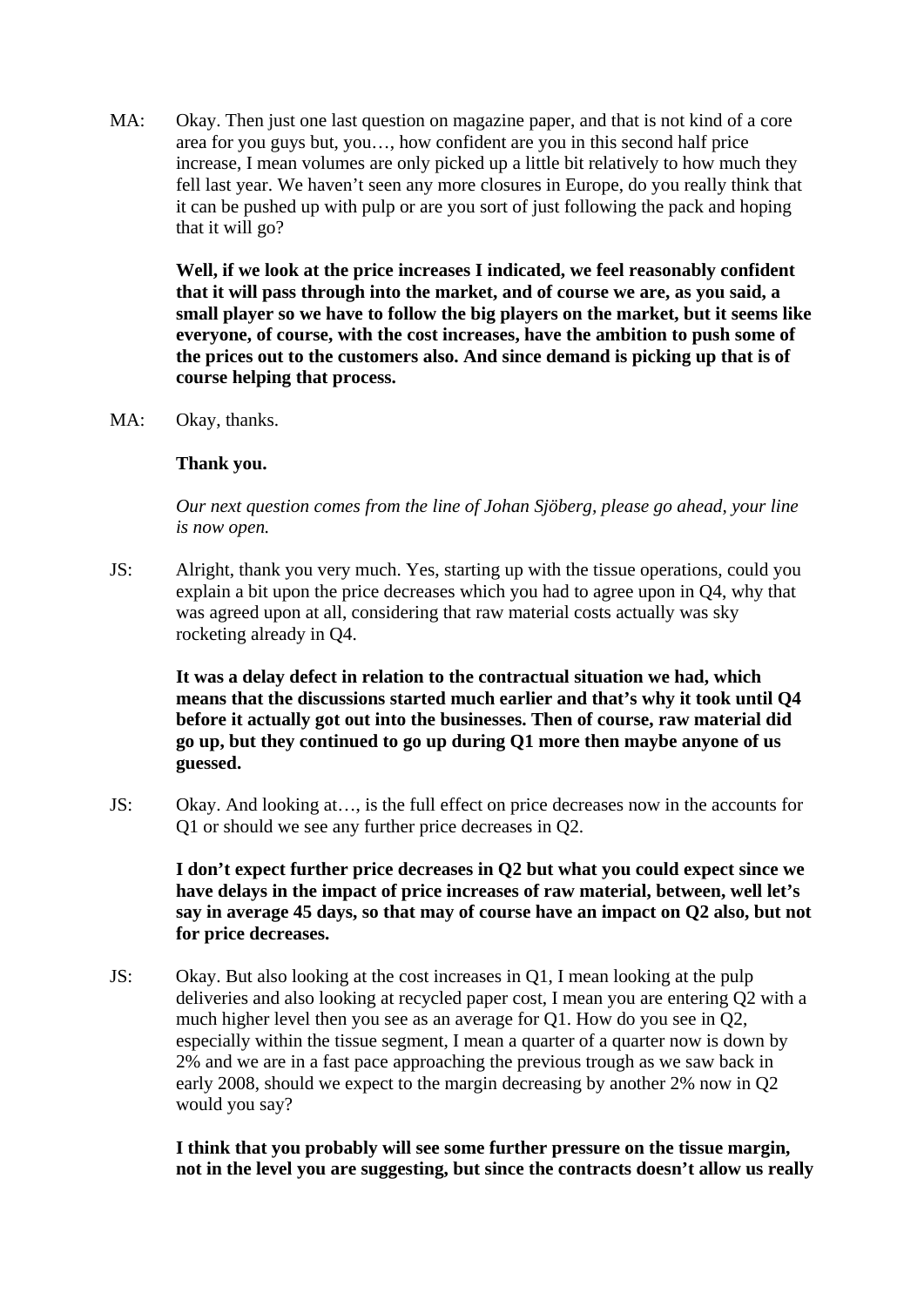MA: Okay. Then just one last question on magazine paper, and that is not kind of a core area for you guys but, you…, how confident are you in this second half price increase, I mean volumes are only picked up a little bit relatively to how much they fell last year. We haven't seen any more closures in Europe, do you really think that it can be pushed up with pulp or are you sort of just following the pack and hoping that it will go?

**Well, if we look at the price increases I indicated, we feel reasonably confident that it will pass through into the market, and of course we are, as you said, a small player so we have to follow the big players on the market, but it seems like everyone, of course, with the cost increases, have the ambition to push some of the prices out to the customers also. And since demand is picking up that is of course helping that process.**

MA: Okay, thanks.

**Thank you.**

*Our next question comes from the line of Johan Sjöberg, please go ahead, your line is now open.*

JS: Alright, thank you very much. Yes, starting up with the tissue operations, could you explain a bit upon the price decreases which you had to agree upon in Q4, why that was agreed upon at all, considering that raw material costs actually was sky rocketing already in Q4.

**It was a delay defect in relation to the contractual situation we had, which means that the discussions started much earlier and that's why it took until Q4 before it actually got out into the businesses. Then of course, raw material did go up, but they continued to go up during Q1 more then maybe anyone of us guessed.**

JS: Okay. And looking at…, is the full effect on price decreases now in the accounts for Q1 or should we see any further price decreases in Q2.

**I don't expect further price decreases in Q2 but what you could expect since we have delays in the impact of price increases of raw material, between, well let's say in average 45 days, so that may of course have an impact on Q2 also, but not for price decreases.**

JS: Okay. But also looking at the cost increases in Q1, I mean looking at the pulp deliveries and also looking at recycled paper cost, I mean you are entering Q2 with a much higher level then you see as an average for Q1. How do you see in Q2, especially within the tissue segment, I mean a quarter of a quarter now is down by 2% and we are in a fast pace approaching the previous trough as we saw back in early 2008, should we expect to the margin decreasing by another 2% now in Q2 would you say?

**I think that you probably will see some further pressure on the tissue margin, not in the level you are suggesting, but since the contracts doesn't allow us really**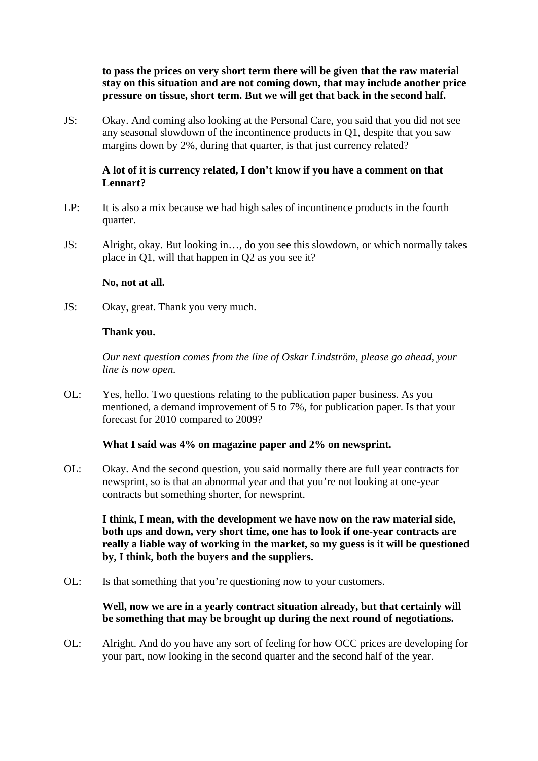**to pass the prices on very short term there will be given that the raw material stay on this situation and are not coming down, that may include another price pressure on tissue, short term. But we will get that back in the second half.**

JS: Okay. And coming also looking at the Personal Care, you said that you did not see any seasonal slowdown of the incontinence products in Q1, despite that you saw margins down by 2%, during that quarter, is that just currency related?

**A lot of it is currency related, I don't know if you have a comment on that Lennart?**

LP: It is also a mix because we had high sales of incontinence products in the fourth quarter.

JS: Alright, okay. But looking in…, do you see this slowdown, or which normally takes place in Q1, will that happen in Q2 as you see it?

**No, not at all.**

JS: Okay, great. Thank you very much.

**Thank you.**

*Our next question comes from the line of Oskar Lindström, please go ahead, your line is now open.*

OL: Yes, hello. Two questions relating to the publication paper business. As you mentioned, a demand improvement of 5 to 7%, for publication paper. Is that your forecast for 2010 compared to 2009?

**What I said was 4% on magazine paper and 2% on newsprint.**

OL: Okay. And the second question, you said normally there are full year contracts for newsprint, so is that an abnormal year and that you're not looking at one-year contracts but something shorter, for newsprint.

**I think, I mean, with the development we have now on the raw material side, both ups and down, very short time, one has to look if one-year contracts are really a liable way of working in the market, so my guess is it will be questioned by, I think, both the buyers and the suppliers.**

OL: Is that something that you're questioning now to your customers.

**Well, now we are in a yearly contract situation already, but that certainly will be something that may be brought up during the next round of negotiations.**

OL: Alright. And do you have any sort of feeling for how OCC prices are developing for your part, now looking in the second quarter and the second half of the year.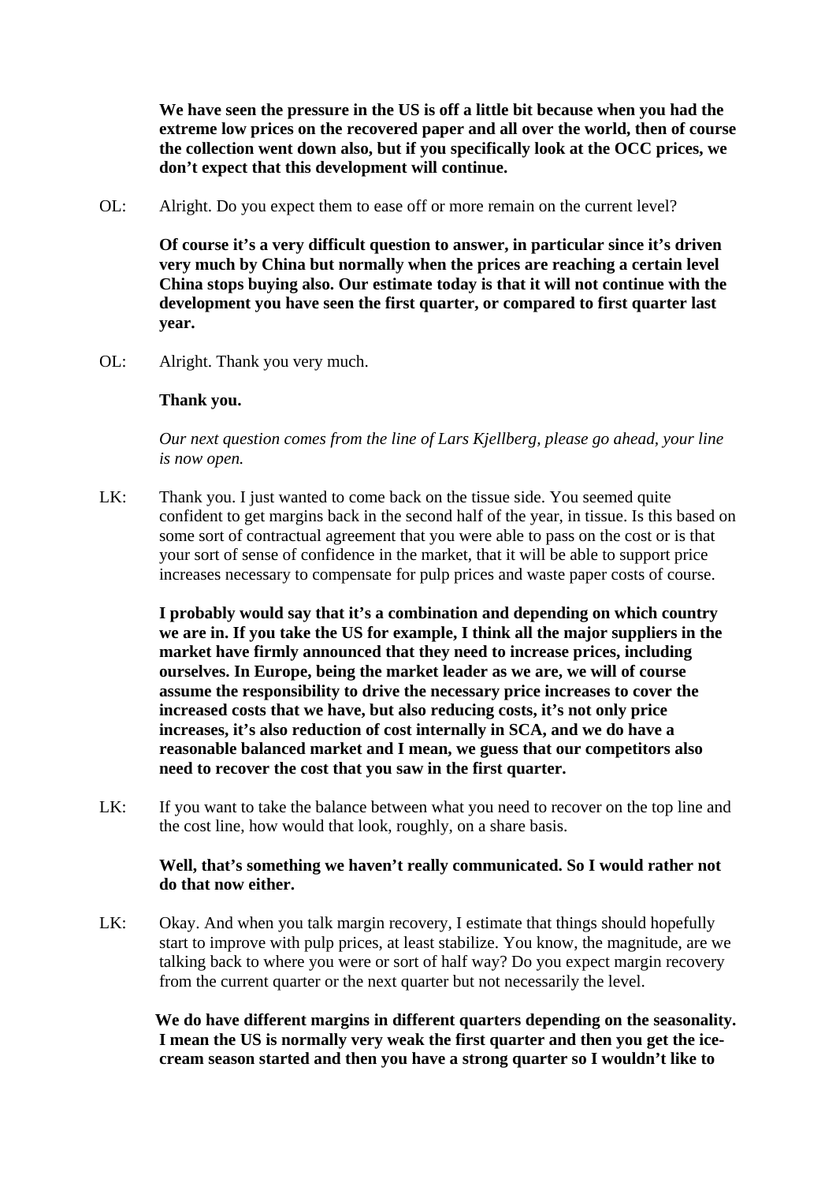**We have seen the pressure in the US is off a little bit because when you had the extreme low prices on the recovered paper and all over the world, then of course the collection went down also, but if you specifically look at the OCC prices, we don't expect that this development will continue.**

OL: Alright. Do you expect them to ease off or more remain on the current level?

**Of course it's a very difficult question to answer, in particular since it's driven very much by China but normally when the prices are reaching a certain level China stops buying also. Our estimate today is that it will not continue with the development you have seen the first quarter, or compared to first quarter last year.**

OL: Alright. Thank you very much.

**Thank you.**

*Our next question comes from the line of Lars Kjellberg, please go ahead, your line is now open.*

LK: Thank you. I just wanted to come back on the tissue side. You seemed quite confident to get margins back in the second half of the year, in tissue. Is this based on some sort of contractual agreement that you were able to pass on the cost or is that your sort of sense of confidence in the market, that it will be able to support price increases necessary to compensate for pulp prices and waste paper costs of course.

**I probably would say that it's a combination and depending on which country we are in. If you take the US for example, I think all the major suppliers in the market have firmly announced that they need to increase prices, including ourselves. In Europe, being the market leader as we are, we will of course assume the responsibility to drive the necessary price increases to cover the increased costs that we have, but also reducing costs, it's not only price increases, it's also reduction of cost internally in SCA, and we do have a reasonable balanced market and I mean, we guess that our competitors also need to recover the cost that you saw in the first quarter.**

LK: If you want to take the balance between what you need to recover on the top line and the cost line, how would that look, roughly, on a share basis.

**Well, that's something we haven't really communicated. So I would rather not do that now either.**

LK: Okay. And when you talk margin recovery, I estimate that things should hopefully start to improve with pulp prices, at least stabilize. You know, the magnitude, are we talking back to where you were or sort of half way? Do you expect margin recovery from the current quarter or the next quarter but not necessarily the level.

**We do have different margins in different quarters depending on the seasonality. I mean the US is normally very weak the first quarter and then you get the ice-cream season started and then you have a strong quarter so I wouldn't like to**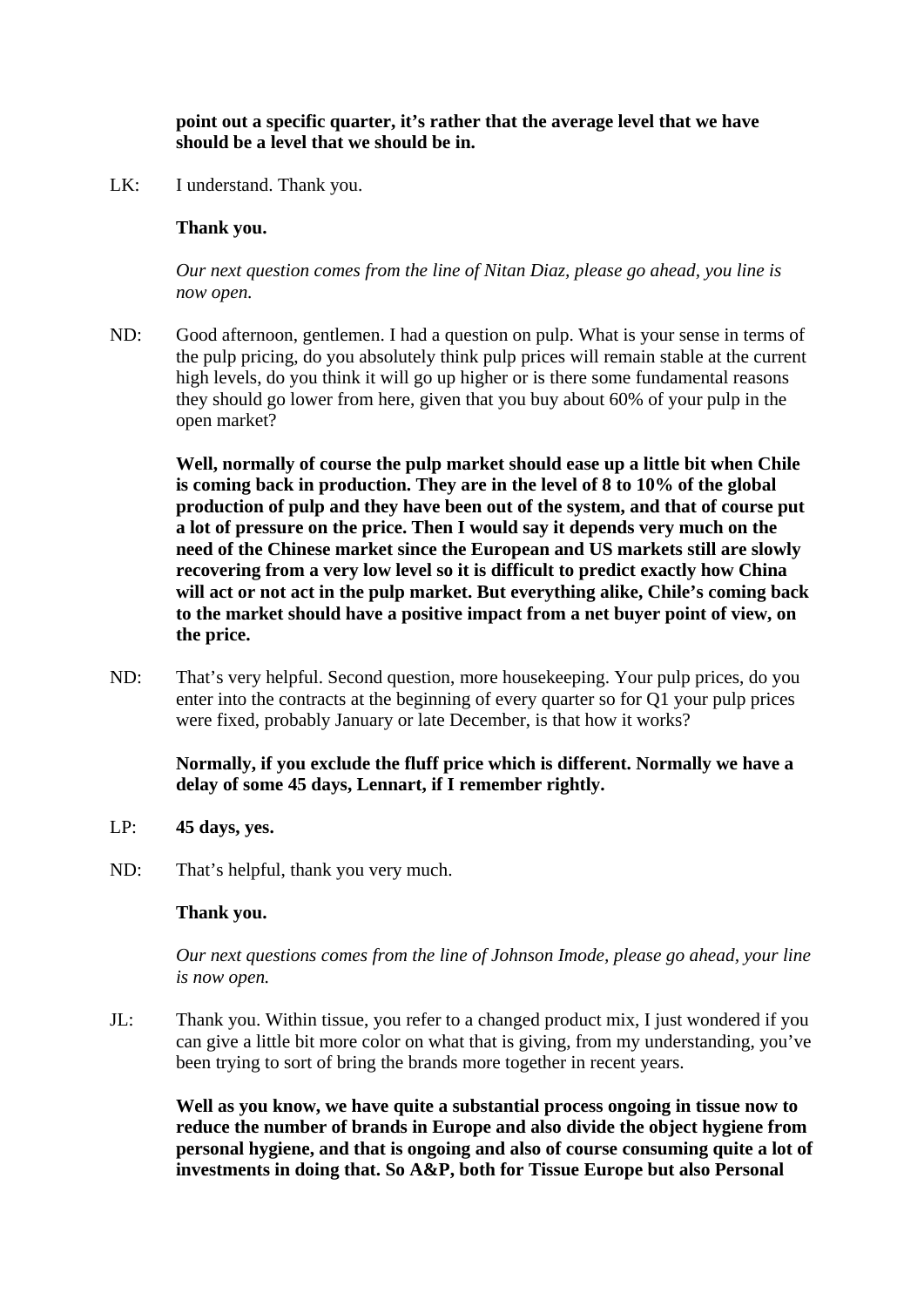**point out a specific quarter, it's rather that the average level that we have should be a level that we should be in.**

LK: I understand. Thank you.

**Thank you.**

*Our next question comes from the line of Nitan Diaz, please go ahead, you line is now open.*

ND: Good afternoon, gentlemen. I had a question on pulp. What is your sense in terms of the pulp pricing, do you absolutely think pulp prices will remain stable at the current high levels, do you think it will go up higher or is there some fundamental reasons they should go lower from here, given that you buy about 60% of your pulp in the open market?

**Well, normally of course the pulp market should ease up a little bit when Chile is coming back in production. They are in the level of 8 to 10% of the global production of pulp and they have been out of the system, and that of course put a lot of pressure on the price. Then I would say it depends very much on the need of the Chinese market since the European and US markets still are slowly recovering from a very low level so it is difficult to predict exactly how China will act or not act in the pulp market. But everything alike, Chile's coming back to the market should have a positive impact from a net buyer point of view, on the price.**

ND: That's very helpful. Second question, more housekeeping. Your pulp prices, do you enter into the contracts at the beginning of every quarter so for Q1 your pulp prices were fixed, probably January or late December, is that how it works?

**Normally, if you exclude the fluff price which is different. Normally we have a delay of some 45 days, Lennart, if I remember rightly.**

LP: **45 days, yes.**

ND: That's helpful, thank you very much.

**Thank you.**

*Our next questions comes from the line of Johnson Imode, please go ahead, your line is now open.*

JL: Thank you. Within tissue, you refer to a changed product mix, I just wondered if you can give a little bit more color on what that is giving, from my understanding, you've been trying to sort of bring the brands more together in recent years.

**Well as you know, we have quite a substantial process ongoing in tissue now to reduce the number of brands in Europe and also divide the object hygiene from personal hygiene, and that is ongoing and also of course consuming quite a lot of investments in doing that. So A&P, both for Tissue Europe but also Personal**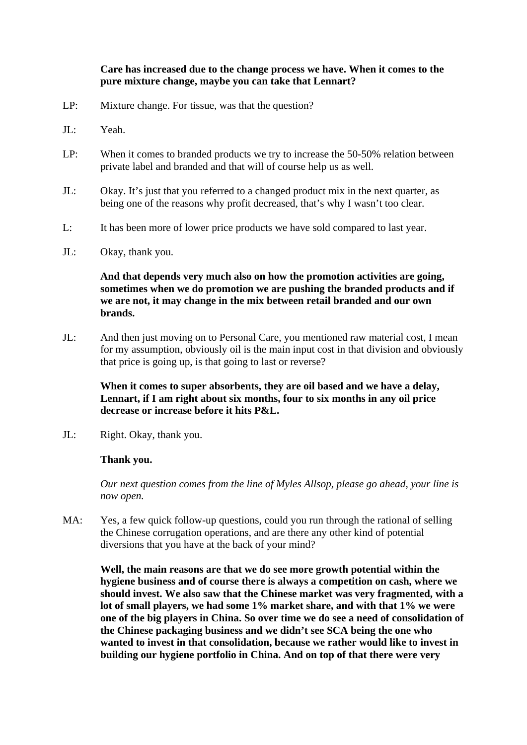**Care has increased due to the change process we have. When it comes to the pure mixture change, maybe you can take that Lennart?**

LP: Mixture change. For tissue, was that the question?

JL: Yeah.

LP: When it comes to branded products we try to increase the 50-50% relation between private label and branded and that will of course help us as well.

JL: Okay. It's just that you referred to a changed product mix in the next quarter, as being one of the reasons why profit decreased, that's why I wasn't too clear.

L: It has been more of lower price products we have sold compared to last year.

JL: Okay, thank you.

**And that depends very much also on how the promotion activities are going, sometimes when we do promotion we are pushing the branded products and if we are not, it may change in the mix between retail branded and our own brands.**

JL: And then just moving on to Personal Care, you mentioned raw material cost, I mean for my assumption, obviously oil is the main input cost in that division and obviously that price is going up, is that going to last or reverse?

**When it comes to super absorbents, they are oil based and we have a delay, Lennart, if I am right about six months, four to six months in any oil price decrease or increase before it hits P&L.**

JL: Right. Okay, thank you.

**Thank you.**

*Our next question comes from the line of Myles Allsop, please go ahead, your line is now open.*

MA: Yes, a few quick follow-up questions, could you run through the rational of selling the Chinese corrugation operations, and are there any other kind of potential diversions that you have at the back of your mind?

**Well, the main reasons are that we do see more growth potential within the hygiene business and of course there is always a competition on cash, where we should invest. We also saw that the Chinese market was very fragmented, with a lot of small players, we had some 1% market share, and with that 1% we were one of the big players in China. So over time we do see a need of consolidation of the Chinese packaging business and we didn't see SCA being the one who wanted to invest in that consolidation, because we rather would like to invest in building our hygiene portfolio in China. And on top of that there were very**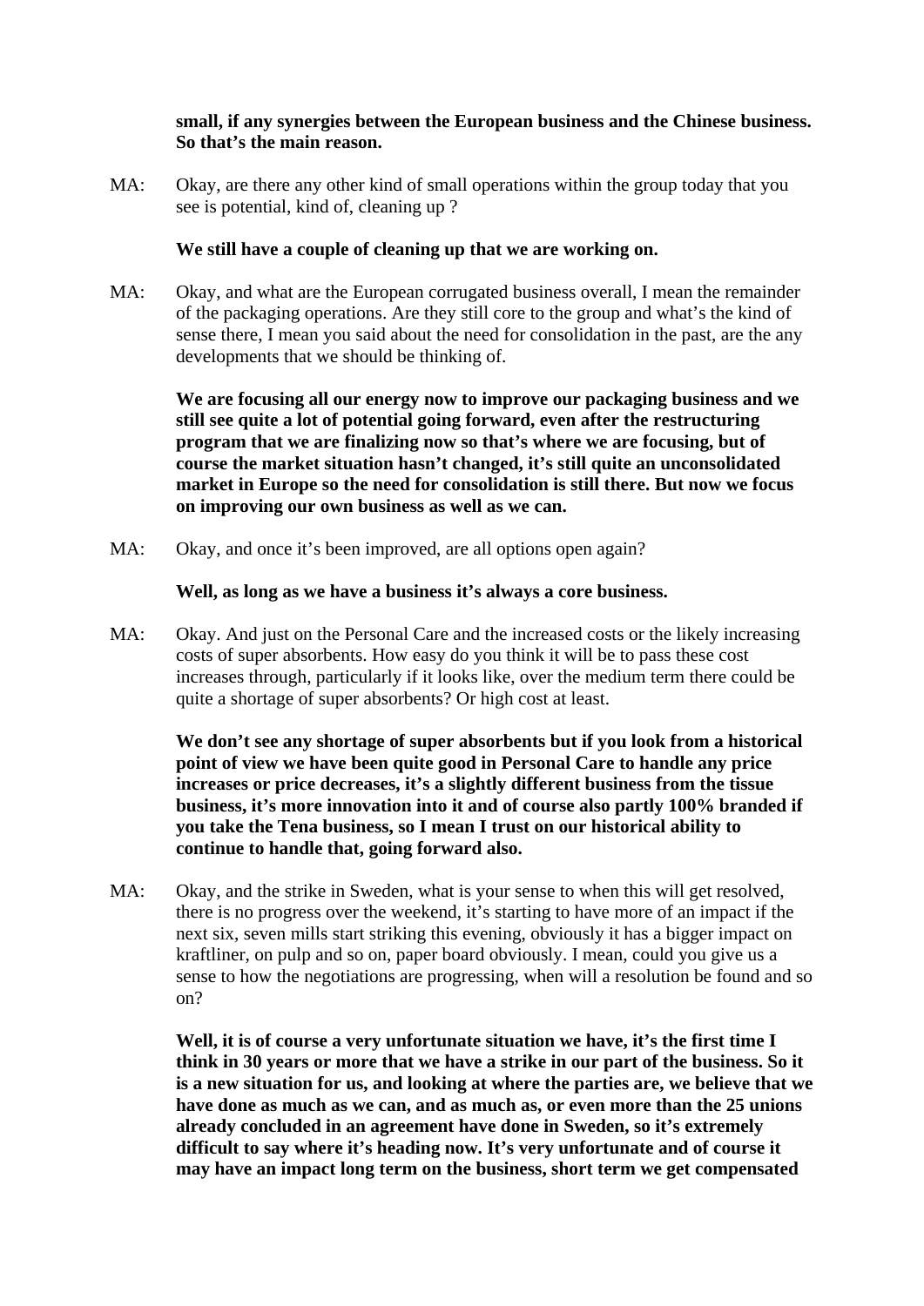**small, if any synergies between the European business and the Chinese business. So that's the main reason.**

MA: Okay, are there any other kind of small operations within the group today that you see is potential, kind of, cleaning up ?

**We still have a couple of cleaning up that we are working on.**

MA: Okay, and what are the European corrugated business overall, I mean the remainder of the packaging operations. Are they still core to the group and what's the kind of sense there, I mean you said about the need for consolidation in the past, are the any developments that we should be thinking of.

**We are focusing all our energy now to improve our packaging business and we still see quite a lot of potential going forward, even after the restructuring program that we are finalizing now so that's where we are focusing, but of course the market situation hasn't changed, it's still quite an unconsolidated market in Europe so the need for consolidation is still there. But now we focus on improving our own business as well as we can.**

MA: Okay, and once it's been improved, are all options open again?

**Well, as long as we have a business it's always a core business.**

MA: Okay. And just on the Personal Care and the increased costs or the likely increasing costs of super absorbents. How easy do you think it will be to pass these cost increases through, particularly if it looks like, over the medium term there could be quite a shortage of super absorbents? Or high cost at least.

**We don't see any shortage of super absorbents but if you look from a historical point of view we have been quite good in Personal Care to handle any price increases or price decreases, it's a slightly different business from the tissue business, it's more innovation into it and of course also partly 100% branded if you take the Tena business, so I mean I trust on our historical ability to continue to handle that, going forward also.**

MA: Okay, and the strike in Sweden, what is your sense to when this will get resolved, there is no progress over the weekend, it's starting to have more of an impact if the next six, seven mills start striking this evening, obviously it has a bigger impact on kraftliner, on pulp and so on, paper board obviously. I mean, could you give us a sense to how the negotiations are progressing, when will a resolution be found and so on?

**Well, it is of course a very unfortunate situation we have, it's the first time I think in 30 years or more that we have a strike in our part of the business. So it is a new situation for us, and looking at where the parties are, we believe that we have done as much as we can, and as much as, or even more than the 25 unions already concluded in an agreement have done in Sweden, so it's extremely difficult to say where it's heading now. It's very unfortunate and of course it may have an impact long term on the business, short term we get compensated**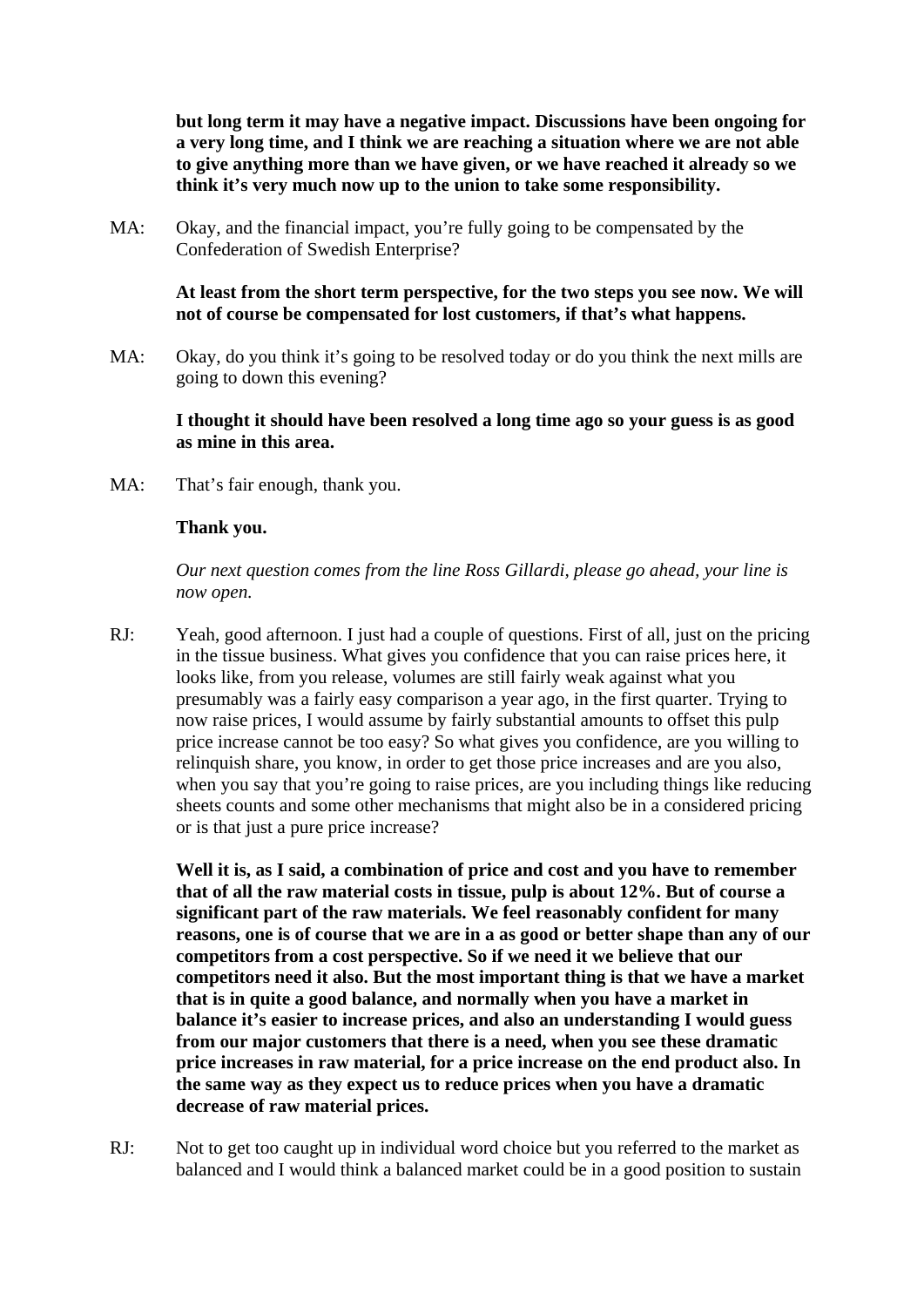**but long term it may have a negative impact. Discussions have been ongoing for a very long time, and I think we are reaching a situation where we are not able to give anything more than we have given, or we have reached it already so we think it's very much now up to the union to take some responsibility.**

MA: Okay, and the financial impact, you're fully going to be compensated by the Confederation of Swedish Enterprise?

**At least from the short term perspective, for the two steps you see now. We will not of course be compensated for lost customers, if that's what happens.**

MA: Okay, do you think it's going to be resolved today or do you think the next mills are going to down this evening?

**I thought it should have been resolved a long time ago so your guess is as good as mine in this area.**

MA: That's fair enough, thank you.

**Thank you.**

*Our next question comes from the line Ross Gillardi, please go ahead, your line is now open.*

RJ: Yeah, good afternoon. I just had a couple of questions. First of all, just on the pricing in the tissue business. What gives you confidence that you can raise prices here, it looks like, from you release, volumes are still fairly weak against what you presumably was a fairly easy comparison a year ago, in the first quarter. Trying to now raise prices, I would assume by fairly substantial amounts to offset this pulp price increase cannot be too easy? So what gives you confidence, are you willing to relinquish share, you know, in order to get those price increases and are you also, when you say that you're going to raise prices, are you including things like reducing sheets counts and some other mechanisms that might also be in a considered pricing or is that just a pure price increase?

**Well it is, as I said, a combination of price and cost and you have to remember that of all the raw material costs in tissue, pulp is about 12%. But of course a significant part of the raw materials. We feel reasonably confident for many reasons, one is of course that we are in a as good or better shape than any of our competitors from a cost perspective. So if we need it we believe that our competitors need it also. But the most important thing is that we have a market that is in quite a good balance, and normally when you have a market in balance it's easier to increase prices, and also an understanding I would guess from our major customers that there is a need, when you see these dramatic price increases in raw material, for a price increase on the end product also. In the same way as they expect us to reduce prices when you have a dramatic decrease of raw material prices.**

RJ: Not to get too caught up in individual word choice but you referred to the market as balanced and I would think a balanced market could be in a good position to sustain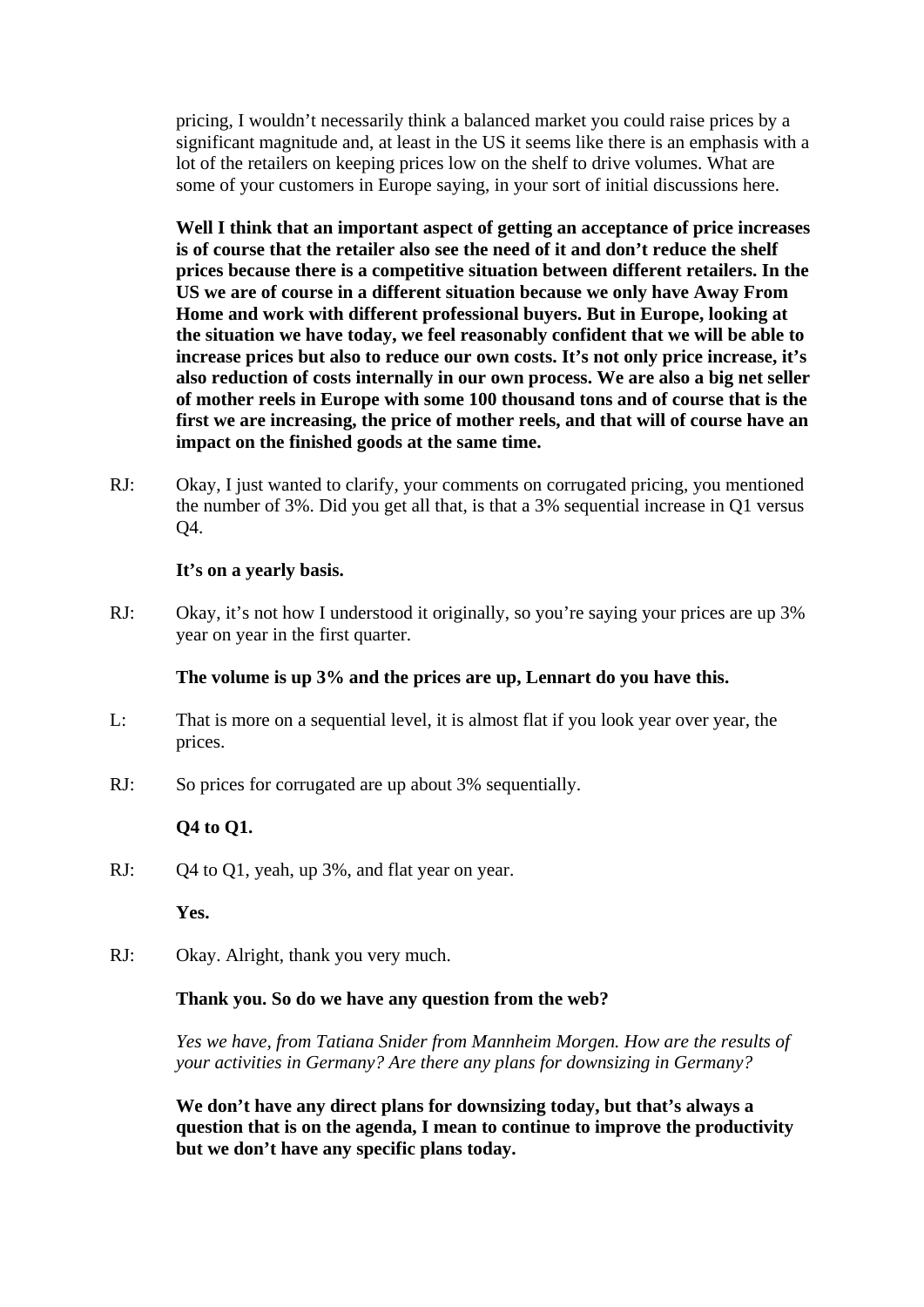pricing, I wouldn't necessarily think a balanced market you could raise prices by a significant magnitude and, at least in the US it seems like there is an emphasis with a lot of the retailers on keeping prices low on the shelf to drive volumes. What are some of your customers in Europe saying, in your sort of initial discussions here.

**Well I think that an important aspect of getting an acceptance of price increases is of course that the retailer also see the need of it and don't reduce the shelf prices because there is a competitive situation between different retailers. In the US we are of course in a different situation because we only have Away From Home and work with different professional buyers. But in Europe, looking at the situation we have today, we feel reasonably confident that we will be able to increase prices but also to reduce our own costs. It's not only price increase, it's also reduction of costs internally in our own process. We are also a big net seller of mother reels in Europe with some 100 thousand tons and of course that is the first we are increasing, the price of mother reels, and that will of course have an impact on the finished goods at the same time.**

RJ: Okay, I just wanted to clarify, your comments on corrugated pricing, you mentioned the number of 3%. Did you get all that, is that a 3% sequential increase in Q1 versus Q4.

**It's on a yearly basis.**

RJ: Okay, it's not how I understood it originally, so you're saying your prices are up 3% year on year in the first quarter.

**The volume is up 3% and the prices are up, Lennart do you have this.**

L: That is more on a sequential level, it is almost flat if you look year over year, the prices.

RJ: So prices for corrugated are up about 3% sequentially.

**Q4 to Q1.**

RJ: Q4 to Q1, yeah, up 3%, and flat year on year.

**Yes.**

RJ: Okay. Alright, thank you very much.

**Thank you. So do we have any question from the web?**

*Yes we have, from Tatiana Snider from Mannheim Morgen. How are the results of your activities in Germany? Are there any plans for downsizing in Germany?*

**We don't have any direct plans for downsizing today, but that's always a question that is on the agenda, I mean to continue to improve the productivity but we don't have any specific plans today.**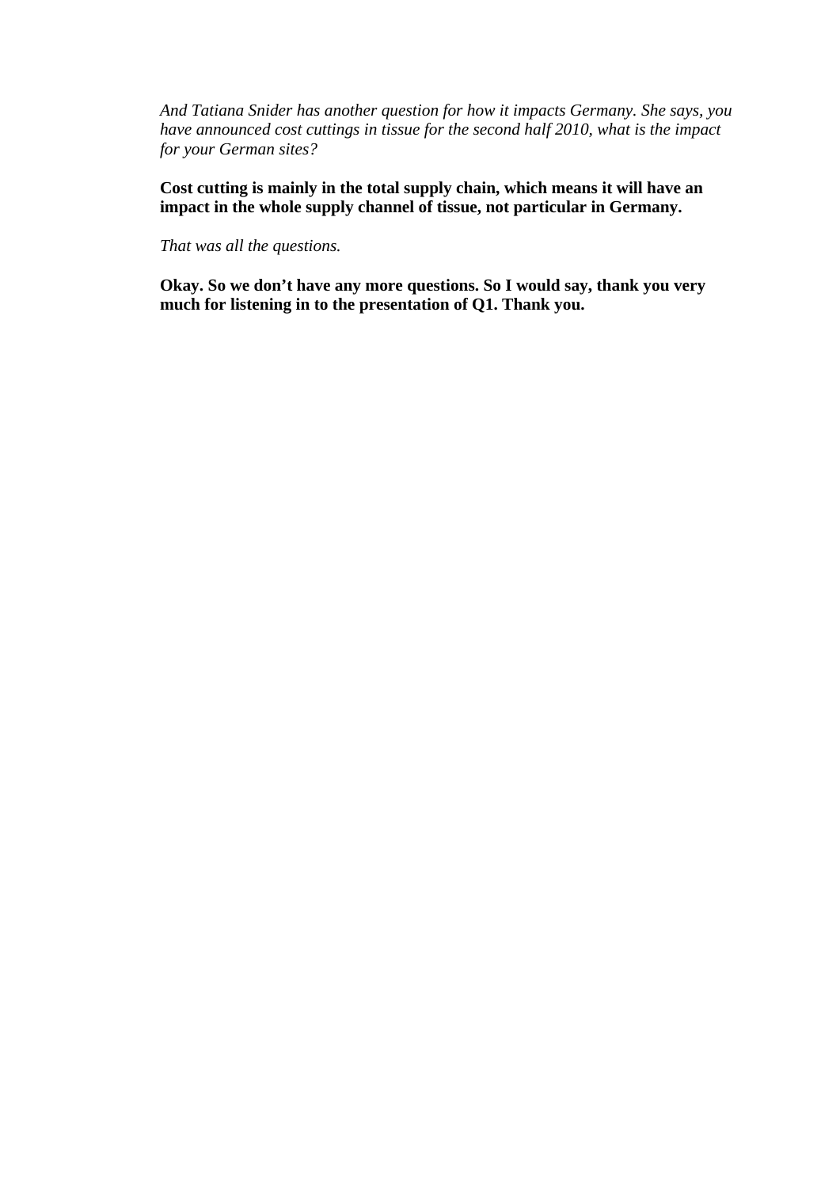*And Tatiana Snider has another question for how it impacts Germany. She says, you have announced cost cuttings in tissue for the second half 2010, what is the impact for your German sites?*

**Cost cutting is mainly in the total supply chain, which means it will have an impact in the whole supply channel of tissue, not particular in Germany.**

*That was all the questions.*

**Okay. So we don't have any more questions. So I would say, thank you very much for listening in to the presentation of Q1. Thank you.**